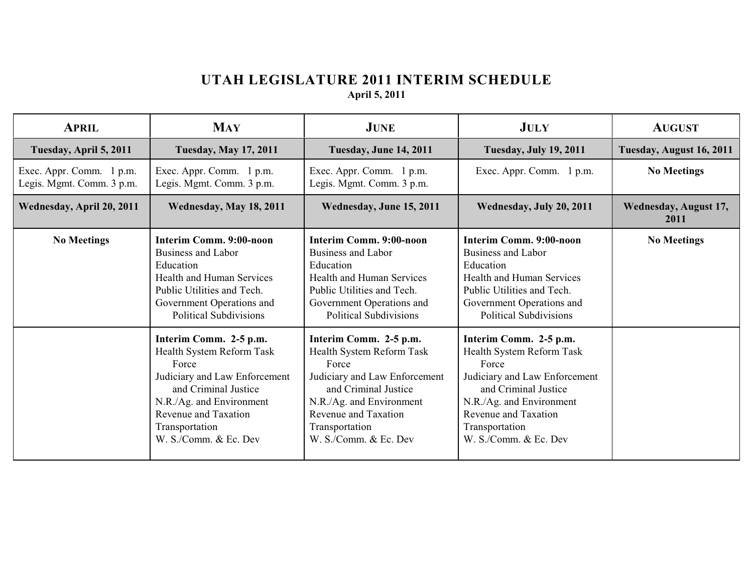# UTAH LEGISLATURE 2011 INTERIM SCHEDULE

**April 5, 2011**

| APRIL | MAY | JUNE | JULY | AUGUST |
|---|---|---|---|---|
| **Tuesday, April 5, 2011** | **Tuesday, May 17, 2011** | **Tuesday, June 14, 2011** | **Tuesday, July 19, 2011** | **Tuesday, August 16, 2011** |
| Exec. Appr. Comm. 1 p.m.<br>Legis. Mgmt. Comm. 3 p.m. | Exec. Appr. Comm. 1 p.m.<br>Legis. Mgmt. Comm. 3 p.m. | Exec. Appr. Comm. 1 p.m.<br>Legis. Mgmt. Comm. 3 p.m. | Exec. Appr. Comm. 1 p.m. | **No Meetings** |
| **Wednesday, April 20, 2011** | **Wednesday, May 18, 2011** | **Wednesday, June 15, 2011** | **Wednesday, July 20, 2011** | **Wednesday, August 17, 2011** |
| **No Meetings** | **Interim Comm. 9:00-noon**<br>Business and Labor<br>Education<br>Health and Human Services<br>Public Utilities and Tech.<br>Government Operations and Political Subdivisions | **Interim Comm. 9:00-noon**<br>Business and Labor<br>Education<br>Health and Human Services<br>Public Utilities and Tech.<br>Government Operations and Political Subdivisions | **Interim Comm. 9:00-noon**<br>Business and Labor<br>Education<br>Health and Human Services<br>Public Utilities and Tech.<br>Government Operations and Political Subdivisions | **No Meetings** |
| | **Interim Comm. 2-5 p.m.**<br>Health System Reform Task Force<br>Judiciary and Law Enforcement and Criminal Justice<br>N.R./Ag. and Environment<br>Revenue and Taxation<br>Transportation<br>W. S./Comm. & Ec. Dev | **Interim Comm. 2-5 p.m.**<br>Health System Reform Task Force<br>Judiciary and Law Enforcement and Criminal Justice<br>N.R./Ag. and Environment<br>Revenue and Taxation<br>Transportation<br>W. S./Comm. & Ec. Dev | **Interim Comm. 2-5 p.m.**<br>Health System Reform Task Force<br>Judiciary and Law Enforcement and Criminal Justice<br>N.R./Ag. and Environment<br>Revenue and Taxation<br>Transportation<br>W. S./Comm. & Ec. Dev | |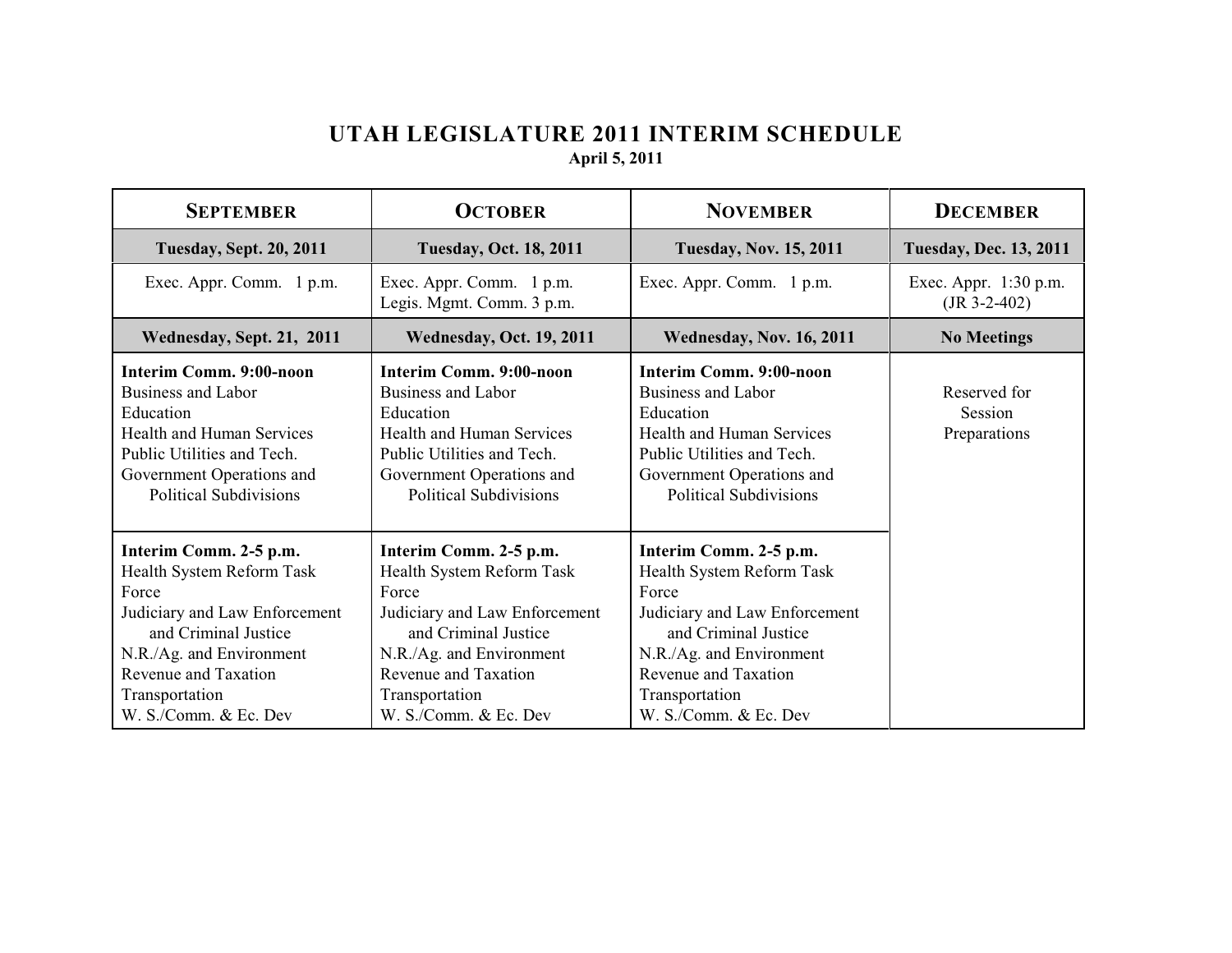# UTAH LEGISLATURE 2011 INTERIM SCHEDULE

**April 5, 2011**

| SEPTEMBER | OCTOBER | NOVEMBER | DECEMBER |
|---|---|---|---|
| **Tuesday, Sept. 20, 2011** | **Tuesday, Oct. 18, 2011** | **Tuesday, Nov. 15, 2011** | **Tuesday, Dec. 13, 2011** |
| Exec. Appr. Comm. 1 p.m. | Exec. Appr. Comm. 1 p.m.<br>Legis. Mgmt. Comm. 3 p.m. | Exec. Appr. Comm. 1 p.m. | Exec. Appr. 1:30 p.m.<br>(JR 3-2-402) |
| **Wednesday, Sept. 21, 2011** | **Wednesday, Oct. 19, 2011** | **Wednesday, Nov. 16, 2011** | **No Meetings** |
| **Interim Comm. 9:00-noon**<br>Business and Labor<br>Education<br>Health and Human Services<br>Public Utilities and Tech.<br>Government Operations and Political Subdivisions | **Interim Comm. 9:00-noon**<br>Business and Labor<br>Education<br>Health and Human Services<br>Public Utilities and Tech.<br>Government Operations and Political Subdivisions | **Interim Comm. 9:00-noon**<br>Business and Labor<br>Education<br>Health and Human Services<br>Public Utilities and Tech.<br>Government Operations and Political Subdivisions | Reserved for Session Preparations |
| **Interim Comm. 2-5 p.m.**<br>Health System Reform Task Force<br>Judiciary and Law Enforcement and Criminal Justice<br>N.R./Ag. and Environment<br>Revenue and Taxation<br>Transportation<br>W. S./Comm. & Ec. Dev | **Interim Comm. 2-5 p.m.**<br>Health System Reform Task Force<br>Judiciary and Law Enforcement and Criminal Justice<br>N.R./Ag. and Environment<br>Revenue and Taxation<br>Transportation<br>W. S./Comm. & Ec. Dev | **Interim Comm. 2-5 p.m.**<br>Health System Reform Task Force<br>Judiciary and Law Enforcement and Criminal Justice<br>N.R./Ag. and Environment<br>Revenue and Taxation<br>Transportation<br>W. S./Comm. & Ec. Dev | |